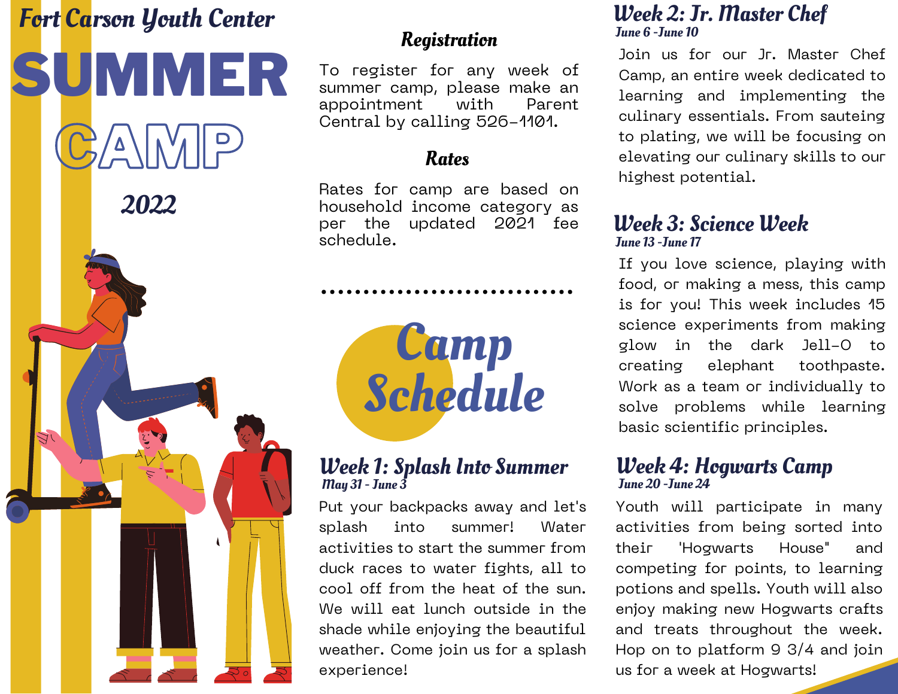# Fort Carson Youth Center

# SUMMER CAMP 2022

## Registration

To register for any week of summer camp, please make an appointment with Parent Central by calling 526-1101.

## Rates

Rates for camp are based on household income category as per the updated 2021 fee schedule.

## Camp Schedule

### Week 1: Splash Into Summer

*May 31 - June 3*

Put your backpacks away and let's splash into summer! Water activities to start the summer from duck races to water fights, all to cool off from the heat of the sun. We will eat lunch outside in the shade while enjoying the beautiful weather. Come join us for a splash experience!

### Week 2: Jr. Master Chef

*June 6 -June 10*

Join us for our Jr. Master Chef Camp, an entire week dedicated to learning and implementing the culinary essentials. From sauteing to plating, we will be focusing on elevating our culinary skills to our highest potential.

### Week 3: Science Week

*June 13 -June 17*

If you love science, playing with food, or making a mess, this camp is for you! This week includes 15 science experiments from making glow in the dark Jell-O to creating elephant toothpaste. Work as a team or individually to solve problems while learning basic scientific principles.

### Week 4: Hogwarts Camp

*June 20 -June 24*

Youth will participate in many activities from being sorted into their 'Hogwarts House" and competing for points, to learning potions and spells. Youth will also enjoy making new Hogwarts crafts and treats throughout the week. Hop on to platform 9 3/4 and join us for a week at Hogwarts!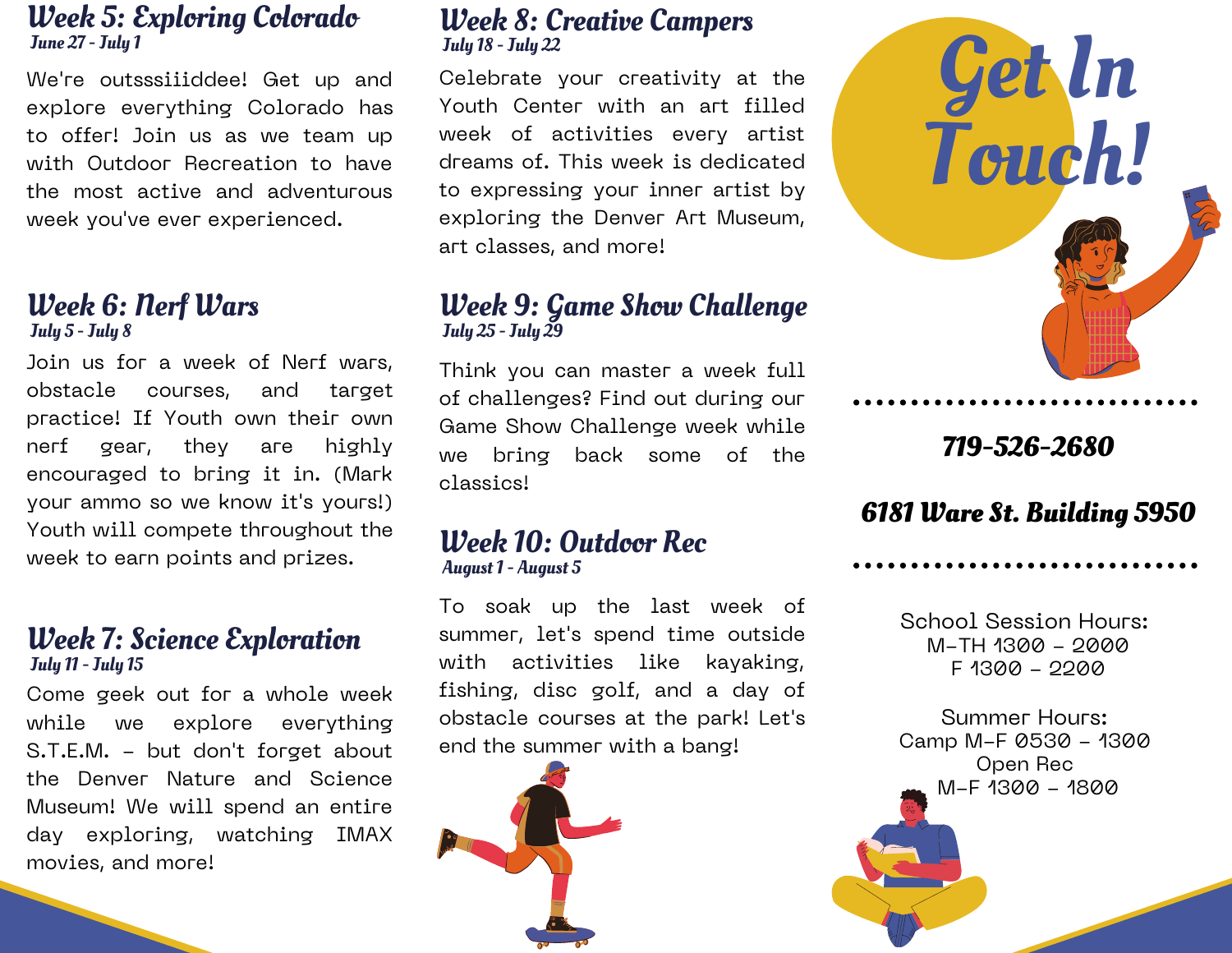## Week 5: Exploring Colorado

*June 27 - July 1*

We're outsssiiiddee! Get up and explore everything Colorado has to offer! Join us as we team up with Outdoor Recreation to have the most active and adventurous week you've ever experienced.

## Week 6: Nerf Wars

*July 5 - July 8*

Join us for a week of Nerf wars, obstacle courses, and target practice! If Youth own their own nerf gear, they are highly encouraged to bring it in. (Mark your ammo so we know it's yours!) Youth will compete throughout the week to earn points and prizes.

## Week 7: Science Exploration

*July 11 - July 15*

Come geek out for a whole week while we explore everything S.T.E.M. - but don't forget about the Denver Nature and Science Museum! We will spend an entire day exploring, watching IMAX movies, and more!

## Week 8: Creative Campers

*July 18 - July 22*

Celebrate your creativity at the Youth Center with an art filled week of activities every artist dreams of. This week is dedicated to expressing your inner artist by exploring the Denver Art Museum, art classes, and more!

## Week 9: Game Show Challenge

*July 25 - July 29*

Think you can master a week full of challenges? Find out during our Game Show Challenge week while we bring back some of the classics!

## Week 10: Outdoor Rec

*August 1 - August 5*

To soak up the last week of summer, let's spend time outside with activities like kayaking, fishing, disc golf, and a day of obstacle courses at the park! Let's end the summer with a bang!

# Get In Touch!

**719-526-2680**

**6181 Ware St. Building 5950**

School Session Hours:
M-TH 1300 - 2000
F 1300 - 2200

Summer Hours:
Camp M-F 0530 - 1300
Open Rec
M-F 1300 - 1800